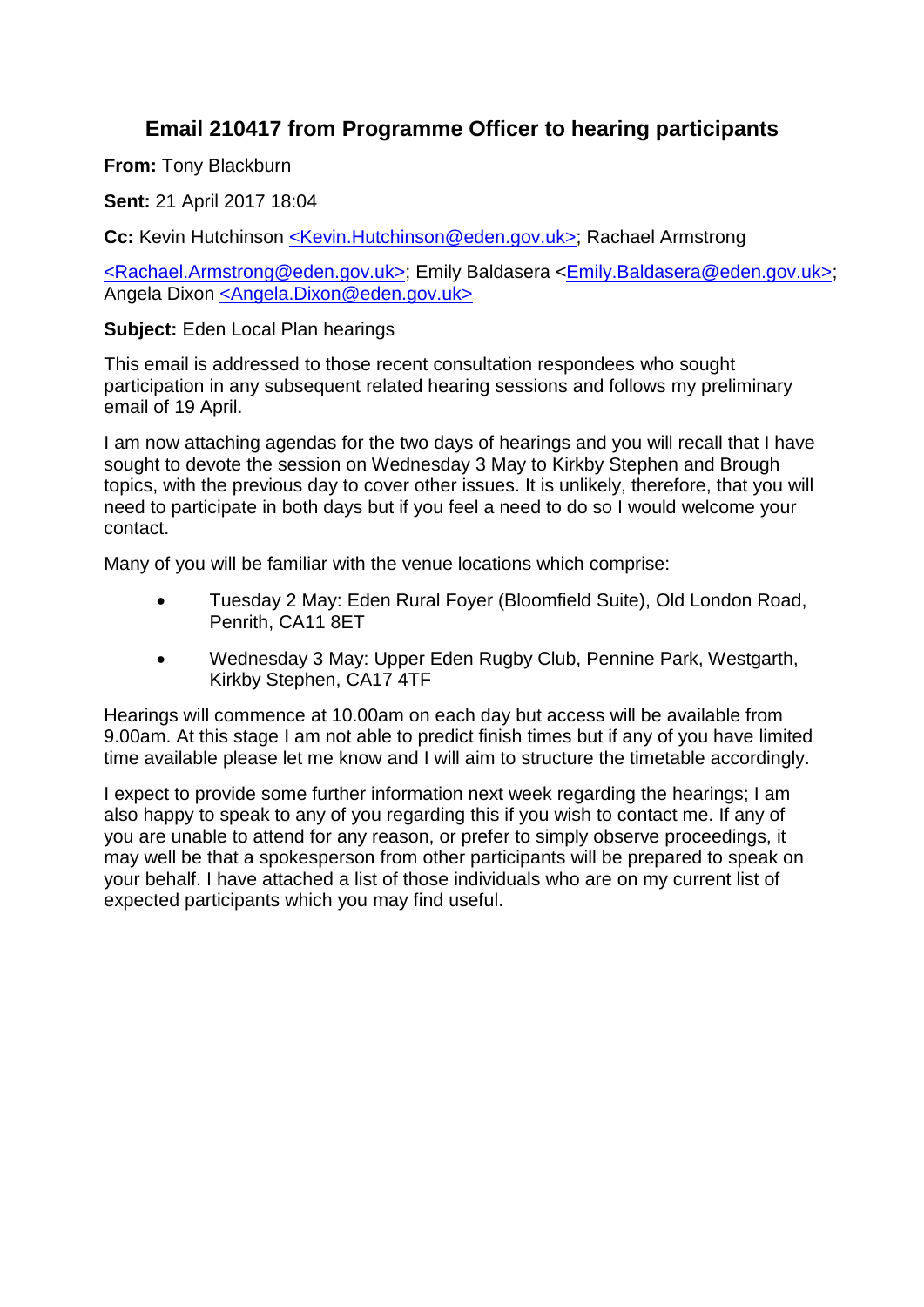# Email 210417 from Programme Officer to hearing participants

**From:** Tony Blackburn

**Sent:** 21 April 2017 18:04

**Cc:** Kevin Hutchinson <Kevin.Hutchinson@eden.gov.uk>; Rachael Armstrong <Rachael.Armstrong@eden.gov.uk>; Emily Baldasera <Emily.Baldasera@eden.gov.uk>; Angela Dixon <Angela.Dixon@eden.gov.uk>

**Subject:** Eden Local Plan hearings

This email is addressed to those recent consultation respondees who sought participation in any subsequent related hearing sessions and follows my preliminary email of 19 April.

I am now attaching agendas for the two days of hearings and you will recall that I have sought to devote the session on Wednesday 3 May to Kirkby Stephen and Brough topics, with the previous day to cover other issues. It is unlikely, therefore, that you will need to participate in both days but if you feel a need to do so I would welcome your contact.

Many of you will be familiar with the venue locations which comprise:

- Tuesday 2 May: Eden Rural Foyer (Bloomfield Suite), Old London Road, Penrith, CA11 8ET
- Wednesday 3 May: Upper Eden Rugby Club, Pennine Park, Westgarth, Kirkby Stephen, CA17 4TF

Hearings will commence at 10.00am on each day but access will be available from 9.00am. At this stage I am not able to predict finish times but if any of you have limited time available please let me know and I will aim to structure the timetable accordingly.

I expect to provide some further information next week regarding the hearings; I am also happy to speak to any of you regarding this if you wish to contact me. If any of you are unable to attend for any reason, or prefer to simply observe proceedings, it may well be that a spokesperson from other participants will be prepared to speak on your behalf. I have attached a list of those individuals who are on my current list of expected participants which you may find useful.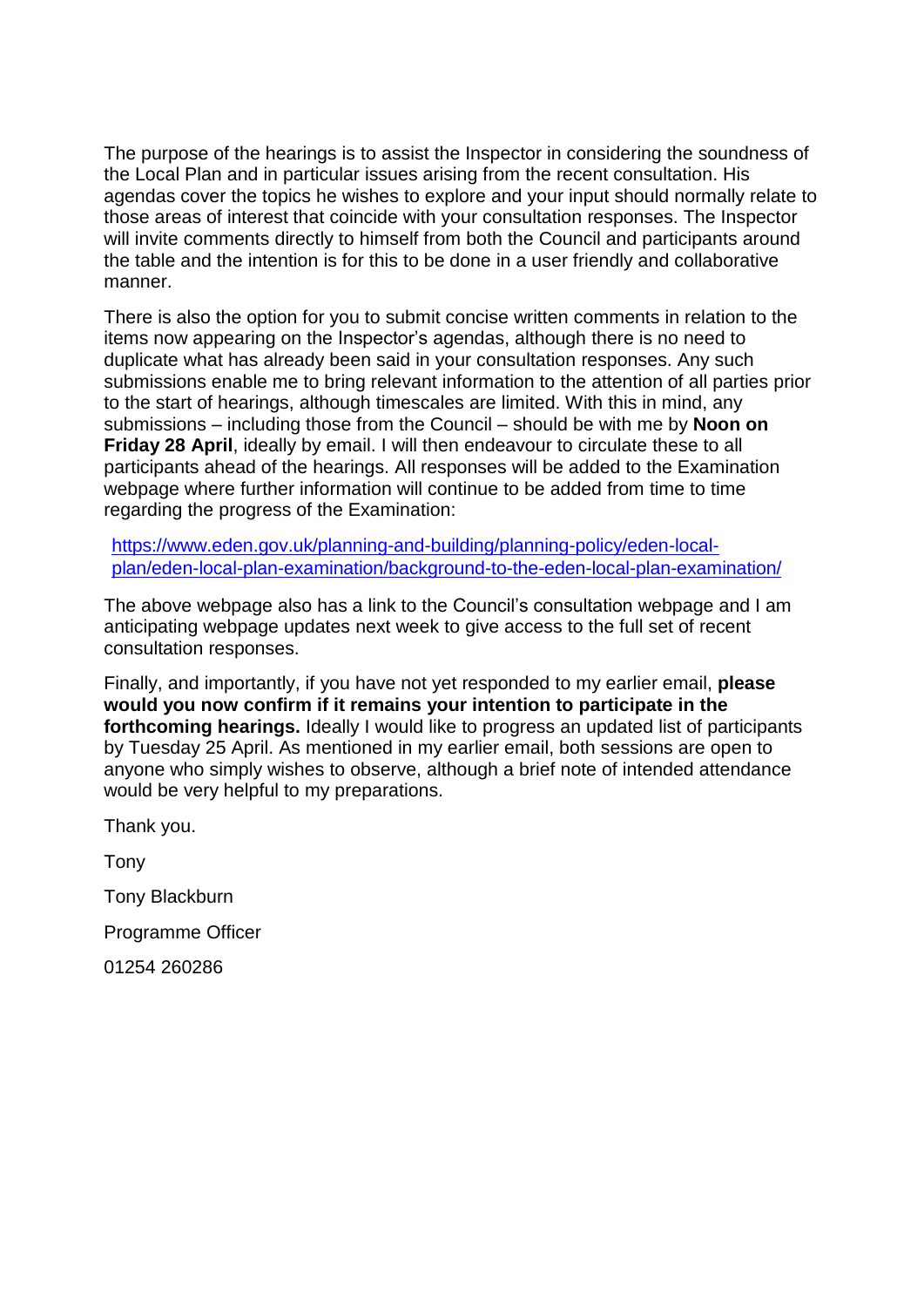The purpose of the hearings is to assist the Inspector in considering the soundness of the Local Plan and in particular issues arising from the recent consultation. His agendas cover the topics he wishes to explore and your input should normally relate to those areas of interest that coincide with your consultation responses. The Inspector will invite comments directly to himself from both the Council and participants around the table and the intention is for this to be done in a user friendly and collaborative manner.

There is also the option for you to submit concise written comments in relation to the items now appearing on the Inspector's agendas, although there is no need to duplicate what has already been said in your consultation responses. Any such submissions enable me to bring relevant information to the attention of all parties prior to the start of hearings, although timescales are limited. With this in mind, any submissions – including those from the Council – should be with me by **Noon on Friday 28 April**, ideally by email. I will then endeavour to circulate these to all participants ahead of the hearings. All responses will be added to the Examination webpage where further information will continue to be added from time to time regarding the progress of the Examination:

https://www.eden.gov.uk/planning-and-building/planning-policy/eden-local-plan/eden-local-plan-examination/background-to-the-eden-local-plan-examination/

The above webpage also has a link to the Council's consultation webpage and I am anticipating webpage updates next week to give access to the full set of recent consultation responses.

Finally, and importantly, if you have not yet responded to my earlier email, **please would you now confirm if it remains your intention to participate in the forthcoming hearings.** Ideally I would like to progress an updated list of participants by Tuesday 25 April. As mentioned in my earlier email, both sessions are open to anyone who simply wishes to observe, although a brief note of intended attendance would be very helpful to my preparations.

Thank you.

Tony

Tony Blackburn

Programme Officer

01254 260286